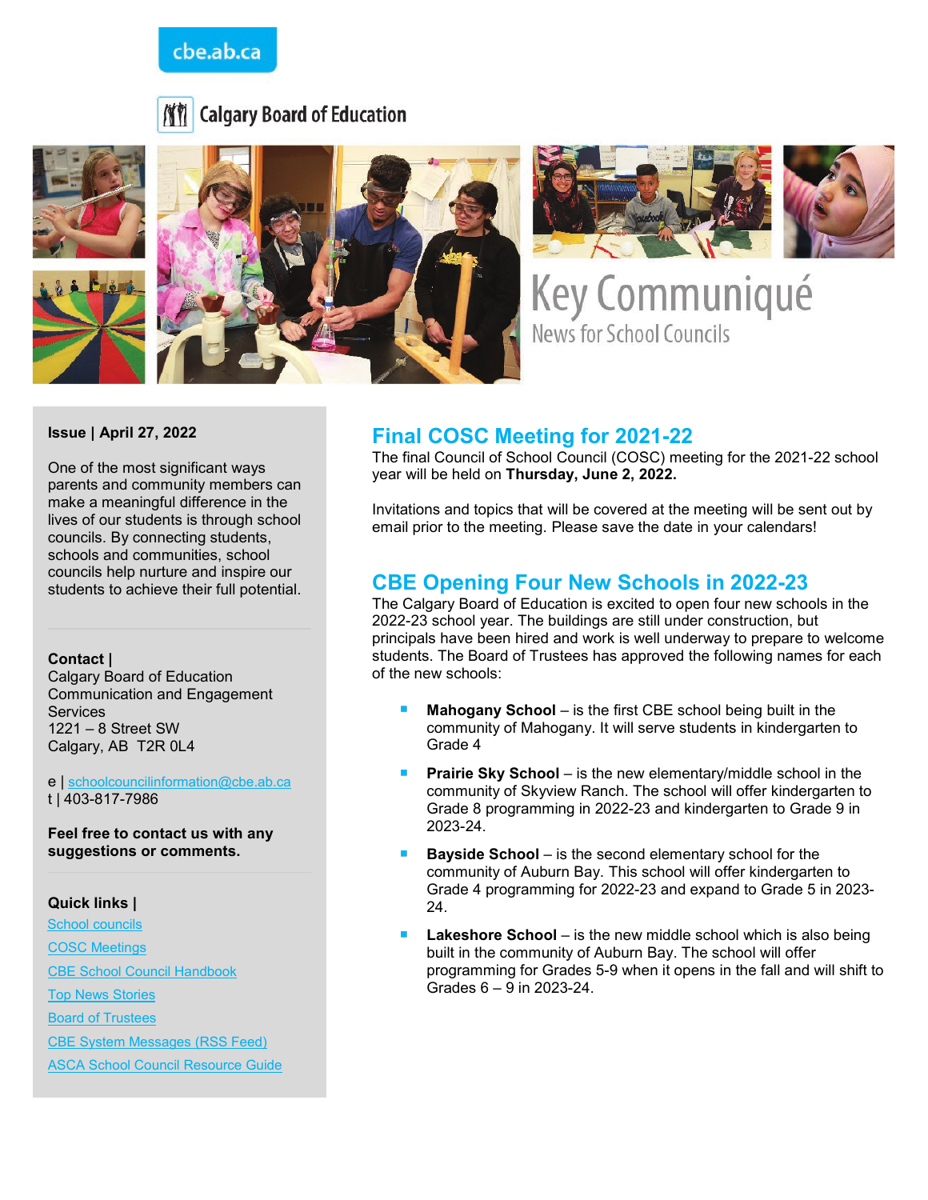cbe.ab.ca

Calgary Board of Education

# Key Communiqué

News for School Councils

**Issue | April 27, 2022**

One of the most significant ways parents and community members can make a meaningful difference in the lives of our students is through school councils. By connecting students, schools and communities, school councils help nurture and inspire our students to achieve their full potential.

**Contact |**
Calgary Board of Education
Communication and Engagement Services
1221 – 8 Street SW
Calgary, AB T2R 0L4

e | schoolcouncilinformation@cbe.ab.ca
t | 403-817-7986

**Feel free to contact us with any suggestions or comments.**

**Quick links |**

- School councils
- COSC Meetings
- CBE School Council Handbook
- Top News Stories
- Board of Trustees
- CBE System Messages (RSS Feed)
- ASCA School Council Resource Guide

## Final COSC Meeting for 2021-22

The final Council of School Council (COSC) meeting for the 2021-22 school year will be held on **Thursday, June 2, 2022.**

Invitations and topics that will be covered at the meeting will be sent out by email prior to the meeting. Please save the date in your calendars!

## CBE Opening Four New Schools in 2022-23

The Calgary Board of Education is excited to open four new schools in the 2022-23 school year. The buildings are still under construction, but principals have been hired and work is well underway to prepare to welcome students. The Board of Trustees has approved the following names for each of the new schools:

- **Mahogany School** – is the first CBE school being built in the community of Mahogany. It will serve students in kindergarten to Grade 4
- **Prairie Sky School** – is the new elementary/middle school in the community of Skyview Ranch. The school will offer kindergarten to Grade 8 programming in 2022-23 and kindergarten to Grade 9 in 2023-24.
- **Bayside School** – is the second elementary school for the community of Auburn Bay. This school will offer kindergarten to Grade 4 programming for 2022-23 and expand to Grade 5 in 2023-24.
- **Lakeshore School** – is the new middle school which is also being built in the community of Auburn Bay. The school will offer programming for Grades 5-9 when it opens in the fall and will shift to Grades 6 – 9 in 2023-24.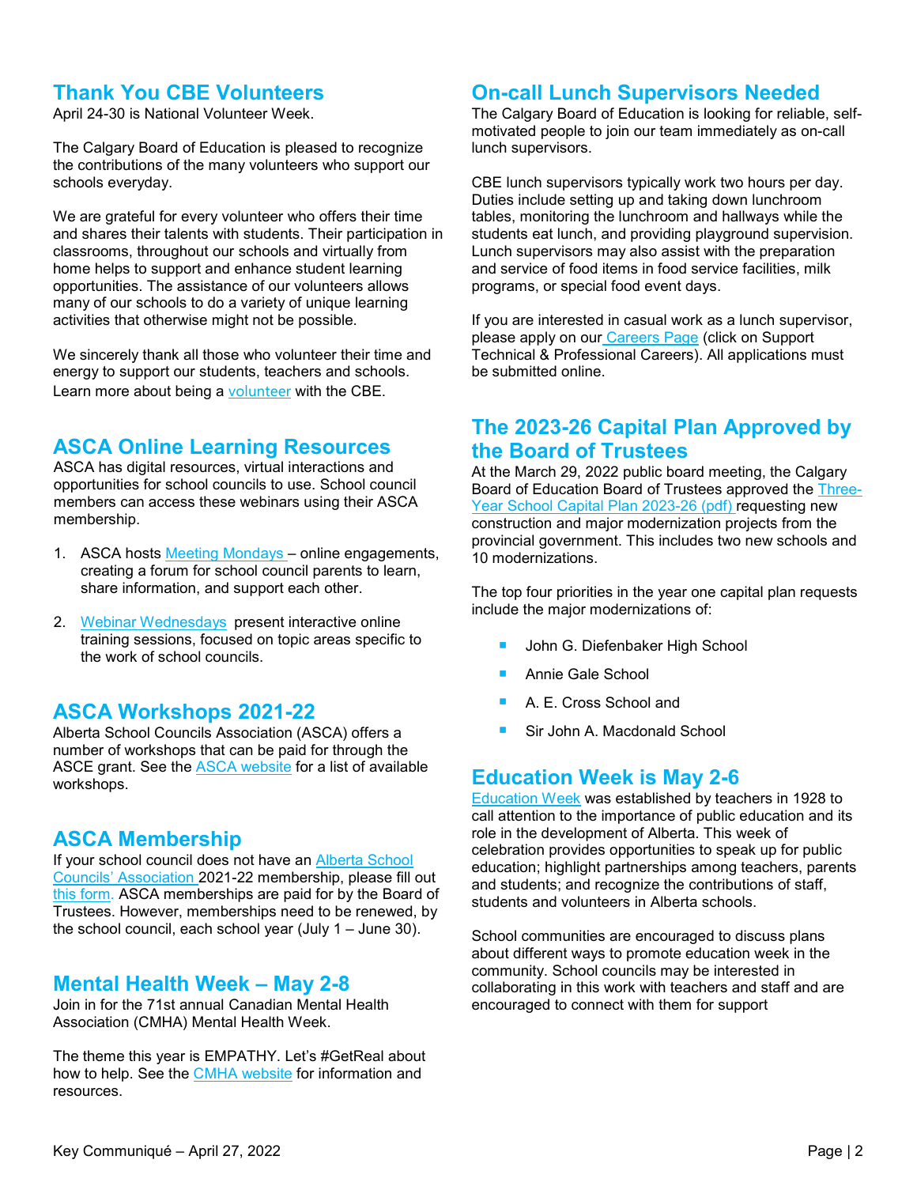## Thank You CBE Volunteers

April 24-30 is National Volunteer Week.

The Calgary Board of Education is pleased to recognize the contributions of the many volunteers who support our schools everyday.

We are grateful for every volunteer who offers their time and shares their talents with students. Their participation in classrooms, throughout our schools and virtually from home helps to support and enhance student learning opportunities. The assistance of our volunteers allows many of our schools to do a variety of unique learning activities that otherwise might not be possible.

We sincerely thank all those who volunteer their time and energy to support our students, teachers and schools. Learn more about being a volunteer with the CBE.

## ASCA Online Learning Resources

ASCA has digital resources, virtual interactions and opportunities for school councils to use. School council members can access these webinars using their ASCA membership.

1. ASCA hosts Meeting Mondays – online engagements, creating a forum for school council parents to learn, share information, and support each other.
2. Webinar Wednesdays present interactive online training sessions, focused on topic areas specific to the work of school councils.

## ASCA Workshops 2021-22

Alberta School Councils Association (ASCA) offers a number of workshops that can be paid for through the ASCE grant. See the ASCA website for a list of available workshops.

## ASCA Membership

If your school council does not have an Alberta School Councils' Association 2021-22 membership, please fill out this form. ASCA memberships are paid for by the Board of Trustees. However, memberships need to be renewed, by the school council, each school year (July 1 – June 30).

## Mental Health Week – May 2-8

Join in for the 71st annual Canadian Mental Health Association (CMHA) Mental Health Week.

The theme this year is EMPATHY. Let's #GetReal about how to help. See the CMHA website for information and resources.

## On-call Lunch Supervisors Needed

The Calgary Board of Education is looking for reliable, self-motivated people to join our team immediately as on-call lunch supervisors.

CBE lunch supervisors typically work two hours per day. Duties include setting up and taking down lunchroom tables, monitoring the lunchroom and hallways while the students eat lunch, and providing playground supervision. Lunch supervisors may also assist with the preparation and service of food items in food service facilities, milk programs, or special food event days.

If you are interested in casual work as a lunch supervisor, please apply on our Careers Page (click on Support Technical & Professional Careers). All applications must be submitted online.

## The 2023-26 Capital Plan Approved by the Board of Trustees

At the March 29, 2022 public board meeting, the Calgary Board of Education Board of Trustees approved the Three-Year School Capital Plan 2023-26 (pdf) requesting new construction and major modernization projects from the provincial government. This includes two new schools and 10 modernizations.

The top four priorities in the year one capital plan requests include the major modernizations of:

- John G. Diefenbaker High School
- Annie Gale School
- A. E. Cross School and
- Sir John A. Macdonald School

## Education Week is May 2-6

Education Week was established by teachers in 1928 to call attention to the importance of public education and its role in the development of Alberta. This week of celebration provides opportunities to speak up for public education; highlight partnerships among teachers, parents and students; and recognize the contributions of staff, students and volunteers in Alberta schools.

School communities are encouraged to discuss plans about different ways to promote education week in the community. School councils may be interested in collaborating in this work with teachers and staff and are encouraged to connect with them for support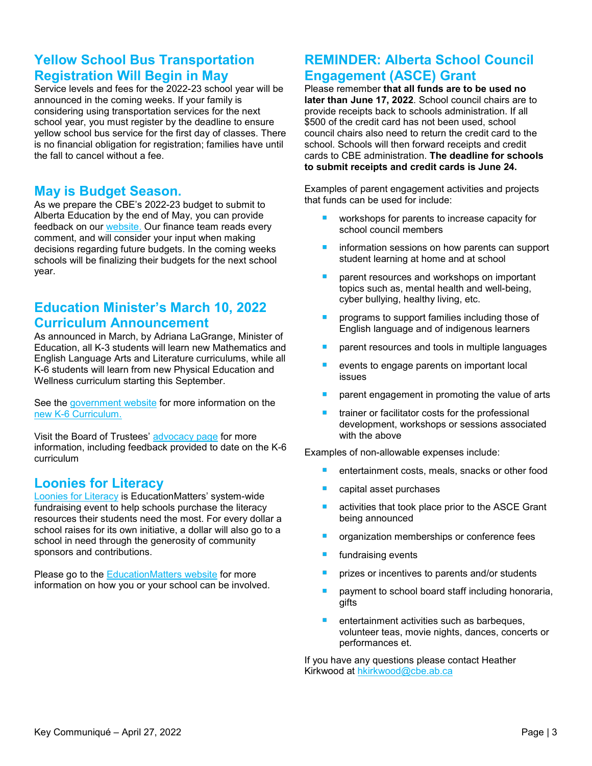## Yellow School Bus Transportation Registration Will Begin in May

Service levels and fees for the 2022-23 school year will be announced in the coming weeks. If your family is considering using transportation services for the next school year, you must register by the deadline to ensure yellow school bus service for the first day of classes. There is no financial obligation for registration; families have until the fall to cancel without a fee.

## May is Budget Season.

As we prepare the CBE's 2022-23 budget to submit to Alberta Education by the end of May, you can provide feedback on our website. Our finance team reads every comment, and will consider your input when making decisions regarding future budgets. In the coming weeks schools will be finalizing their budgets for the next school year.

## Education Minister's March 10, 2022 Curriculum Announcement

As announced in March, by Adriana LaGrange, Minister of Education, all K-3 students will learn new Mathematics and English Language Arts and Literature curriculums, while all K-6 students will learn from new Physical Education and Wellness curriculum starting this September.

See the government website for more information on the new K-6 Curriculum.

Visit the Board of Trustees' advocacy page for more information, including feedback provided to date on the K-6 curriculum

## Loonies for Literacy

Loonies for Literacy is EducationMatters' system-wide fundraising event to help schools purchase the literacy resources their students need the most. For every dollar a school raises for its own initiative, a dollar will also go to a school in need through the generosity of community sponsors and contributions.

Please go to the EducationMatters website for more information on how you or your school can be involved.

## REMINDER: Alberta School Council Engagement (ASCE) Grant

Please remember **that all funds are to be used no later than June 17, 2022**. School council chairs are to provide receipts back to schools administration. If all $500 of the credit card has not been used, school council chairs also need to return the credit card to the school. Schools will then forward receipts and credit cards to CBE administration. **The deadline for schools to submit receipts and credit cards is June 24.**

Examples of parent engagement activities and projects that funds can be used for include:

- workshops for parents to increase capacity for school council members
- information sessions on how parents can support student learning at home and at school
- parent resources and workshops on important topics such as, mental health and well-being, cyber bullying, healthy living, etc.
- programs to support families including those of English language and of indigenous learners
- parent resources and tools in multiple languages
- events to engage parents on important local issues
- parent engagement in promoting the value of arts
- trainer or facilitator costs for the professional development, workshops or sessions associated with the above

Examples of non-allowable expenses include:

- entertainment costs, meals, snacks or other food
- capital asset purchases
- activities that took place prior to the ASCE Grant being announced
- organization memberships or conference fees
- fundraising events
- prizes or incentives to parents and/or students
- payment to school board staff including honoraria, gifts
- entertainment activities such as barbeques, volunteer teas, movie nights, dances, concerts or performances et.

If you have any questions please contact Heather Kirkwood at hkirkwood@cbe.ab.ca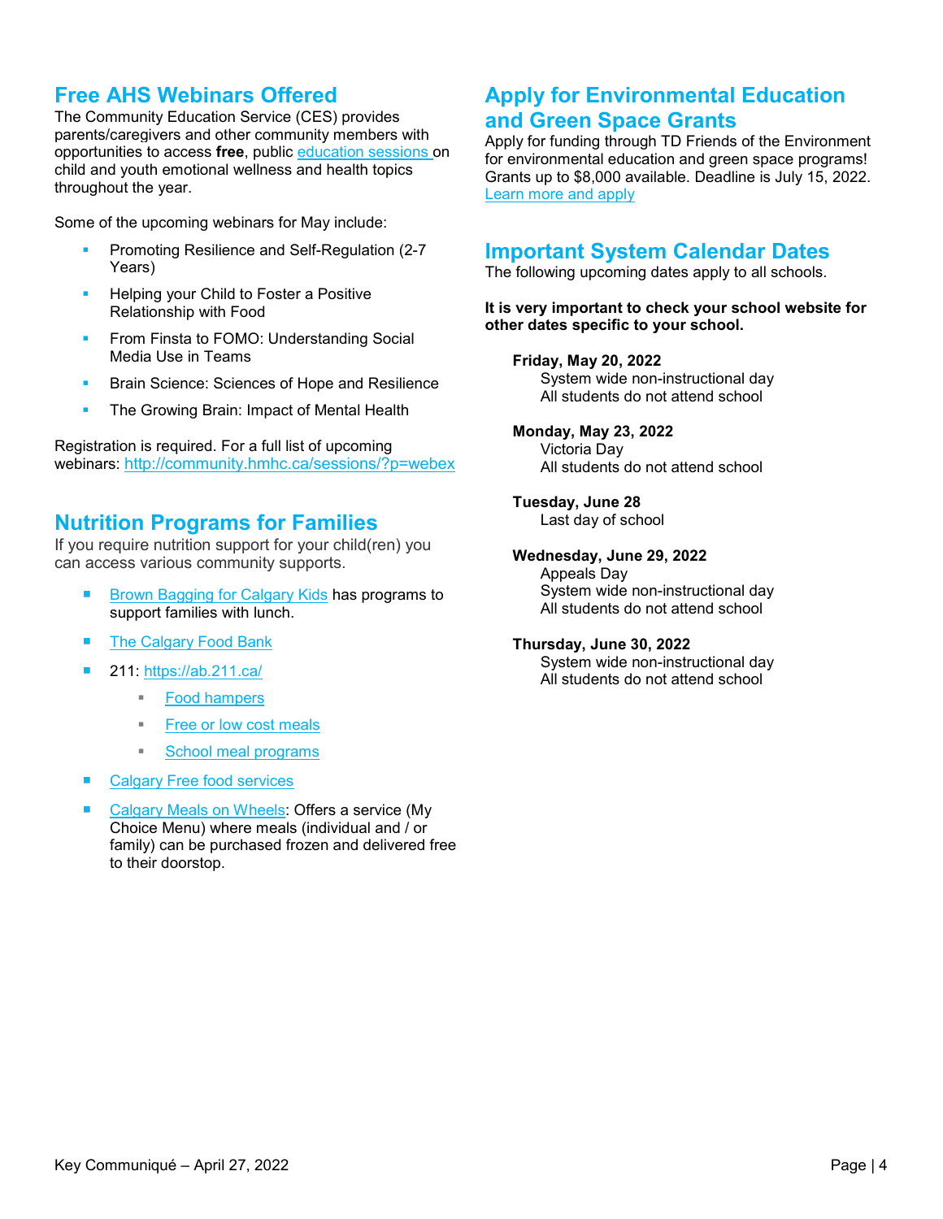## Free AHS Webinars Offered

The Community Education Service (CES) provides parents/caregivers and other community members with opportunities to access **free**, public education sessions on child and youth emotional wellness and health topics throughout the year.

Some of the upcoming webinars for May include:

- Promoting Resilience and Self-Regulation (2-7 Years)
- Helping your Child to Foster a Positive Relationship with Food
- From Finsta to FOMO: Understanding Social Media Use in Teams
- Brain Science: Sciences of Hope and Resilience
- The Growing Brain: Impact of Mental Health

Registration is required. For a full list of upcoming webinars: http://community.hmhc.ca/sessions/?p=webex

## Nutrition Programs for Families

If you require nutrition support for your child(ren) you can access various community supports.

- Brown Bagging for Calgary Kids has programs to support families with lunch.
- The Calgary Food Bank
- 211: https://ab.211.ca/
  - Food hampers
  - Free or low cost meals
  - School meal programs
- Calgary Free food services
- Calgary Meals on Wheels: Offers a service (My Choice Menu) where meals (individual and / or family) can be purchased frozen and delivered free to their doorstop.

## Apply for Environmental Education and Green Space Grants

Apply for funding through TD Friends of the Environment for environmental education and green space programs! Grants up to $8,000 available. Deadline is July 15, 2022. Learn more and apply

## Important System Calendar Dates

The following upcoming dates apply to all schools.

**It is very important to check your school website for other dates specific to your school.**

**Friday, May 20, 2022**
System wide non-instructional day
All students do not attend school

**Monday, May 23, 2022**
Victoria Day
All students do not attend school

**Tuesday, June 28**
Last day of school

**Wednesday, June 29, 2022**
Appeals Day
System wide non-instructional day
All students do not attend school

**Thursday, June 30, 2022**
System wide non-instructional day
All students do not attend school